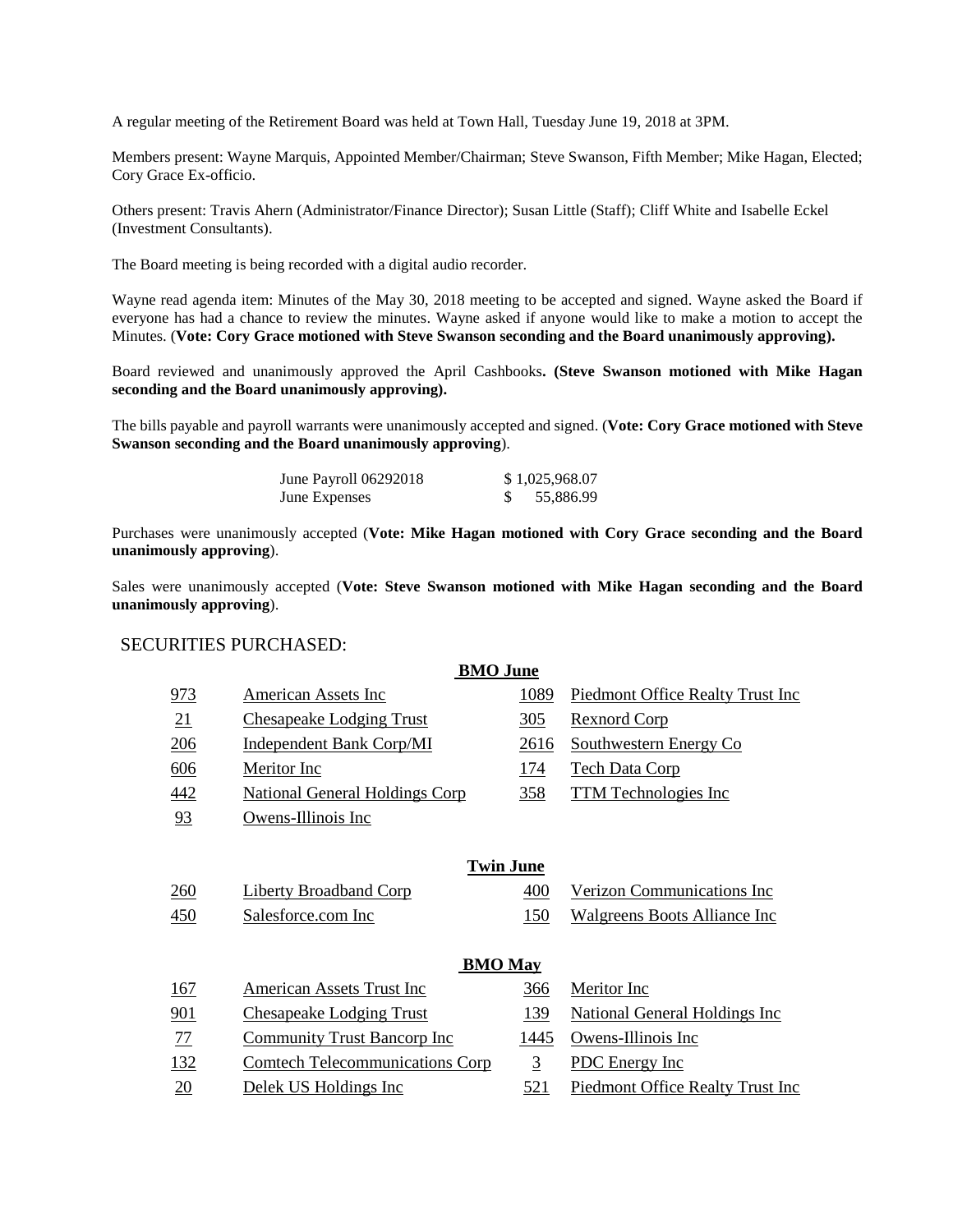A regular meeting of the Retirement Board was held at Town Hall, Tuesday June 19, 2018 at 3PM.

Members present: Wayne Marquis, Appointed Member/Chairman; Steve Swanson, Fifth Member; Mike Hagan, Elected; Cory Grace Ex-officio.

Others present: Travis Ahern (Administrator/Finance Director); Susan Little (Staff); Cliff White and Isabelle Eckel (Investment Consultants).

The Board meeting is being recorded with a digital audio recorder.

Wayne read agenda item: Minutes of the May 30, 2018 meeting to be accepted and signed. Wayne asked the Board if everyone has had a chance to review the minutes. Wayne asked if anyone would like to make a motion to accept the Minutes. (**Vote: Cory Grace motioned with Steve Swanson seconding and the Board unanimously approving).**

Board reviewed and unanimously approved the April Cashbooks**. (Steve Swanson motioned with Mike Hagan seconding and the Board unanimously approving).**

The bills payable and payroll warrants were unanimously accepted and signed. (**Vote: Cory Grace motioned with Steve Swanson seconding and the Board unanimously approving**).

| | |
|---|---|
| June Payroll 06292018 | $ 1,025,968.07 |
| June Expenses | $ 55,886.99 |

Purchases were unanimously accepted (**Vote: Mike Hagan motioned with Cory Grace seconding and the Board unanimously approving**).

Sales were unanimously accepted (**Vote: Steve Swanson motioned with Mike Hagan seconding and the Board unanimously approving**).

SECURITIES PURCHASED:

**BMO June**

| | | | |
|---|---|---|---|
| 973 | American Assets Inc | 1089 | Piedmont Office Realty Trust Inc |
| 21 | Chesapeake Lodging Trust | 305 | Rexnord Corp |
| 206 | Independent Bank Corp/MI | 2616 | Southwestern Energy Co |
| 606 | Meritor Inc | 174 | Tech Data Corp |
| 442 | National General Holdings Corp | 358 | TTM Technologies Inc |
| 93 | Owens-Illinois Inc | | |

**Twin June**

| | | | |
|---|---|---|---|
| 260 | Liberty Broadband Corp | 400 | Verizon Communications Inc |
| 450 | Salesforce.com Inc | 150 | Walgreens Boots Alliance Inc |

**BMO May**

| | | | |
|---|---|---|---|
| 167 | American Assets Trust Inc | 366 | Meritor Inc |
| 901 | Chesapeake Lodging Trust | 139 | National General Holdings Inc |
| 77 | Community Trust Bancorp Inc | 1445 | Owens-Illinois Inc |
| 132 | Comtech Telecommunications Corp | 3 | PDC Energy Inc |
| 20 | Delek US Holdings Inc | 521 | Piedmont Office Realty Trust Inc |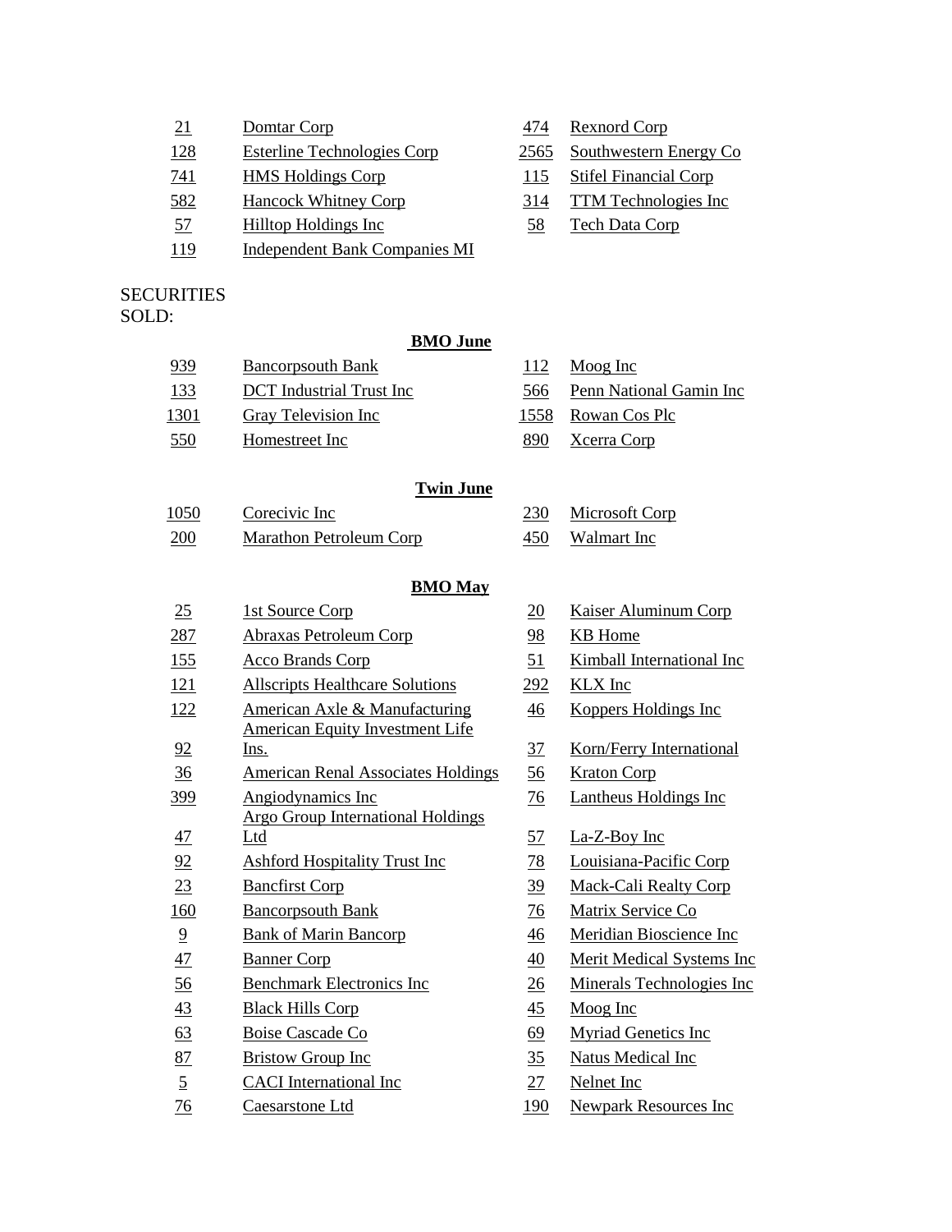| | | | |
|---|---|---|---|
| 21 | Domtar Corp | 474 | Rexnord Corp |
| 128 | Esterline Technologies Corp | 2565 | Southwestern Energy Co |
| 741 | HMS Holdings Corp | 115 | Stifel Financial Corp |
| 582 | Hancock Whitney Corp | 314 | TTM Technologies Inc |
| 57 | Hilltop Holdings Inc | 58 | Tech Data Corp |
| 119 | Independent Bank Companies MI | | |

SECURITIES SOLD:

**BMO June**

| | | | |
|---|---|---|---|
| 939 | Bancorpsouth Bank | 112 | Moog Inc |
| 133 | DCT Industrial Trust Inc | 566 | Penn National Gamin Inc |
| 1301 | Gray Television Inc | 1558 | Rowan Cos Plc |
| 550 | Homestreet Inc | 890 | Xcerra Corp |

**Twin June**

| | | | |
|---|---|---|---|
| 1050 | Corecivic Inc | 230 | Microsoft Corp |
| 200 | Marathon Petroleum Corp | 450 | Walmart Inc |

**BMO May**

| | | | |
|---|---|---|---|
| 25 | 1st Source Corp | 20 | Kaiser Aluminum Corp |
| 287 | Abraxas Petroleum Corp | 98 | KB Home |
| 155 | Acco Brands Corp | 51 | Kimball International Inc |
| 121 | Allscripts Healthcare Solutions | 292 | KLX Inc |
| 122 | American Axle & Manufacturing | 46 | Koppers Holdings Inc |
| 92 | American Equity Investment Life Ins. | 37 | Korn/Ferry International |
| 36 | American Renal Associates Holdings | 56 | Kraton Corp |
| 399 | Angiodynamics Inc | 76 | Lantheus Holdings Inc |
| 47 | Argo Group International Holdings Ltd | 57 | La-Z-Boy Inc |
| 92 | Ashford Hospitality Trust Inc | 78 | Louisiana-Pacific Corp |
| 23 | Bancfirst Corp | 39 | Mack-Cali Realty Corp |
| 160 | Bancorpsouth Bank | 76 | Matrix Service Co |
| 9 | Bank of Marin Bancorp | 46 | Meridian Bioscience Inc |
| 47 | Banner Corp | 40 | Merit Medical Systems Inc |
| 56 | Benchmark Electronics Inc | 26 | Minerals Technologies Inc |
| 43 | Black Hills Corp | 45 | Moog Inc |
| 63 | Boise Cascade Co | 69 | Myriad Genetics Inc |
| 87 | Bristow Group Inc | 35 | Natus Medical Inc |
| 5 | CACI International Inc | 27 | Nelnet Inc |
| 76 | Caesarstone Ltd | 190 | Newpark Resources Inc |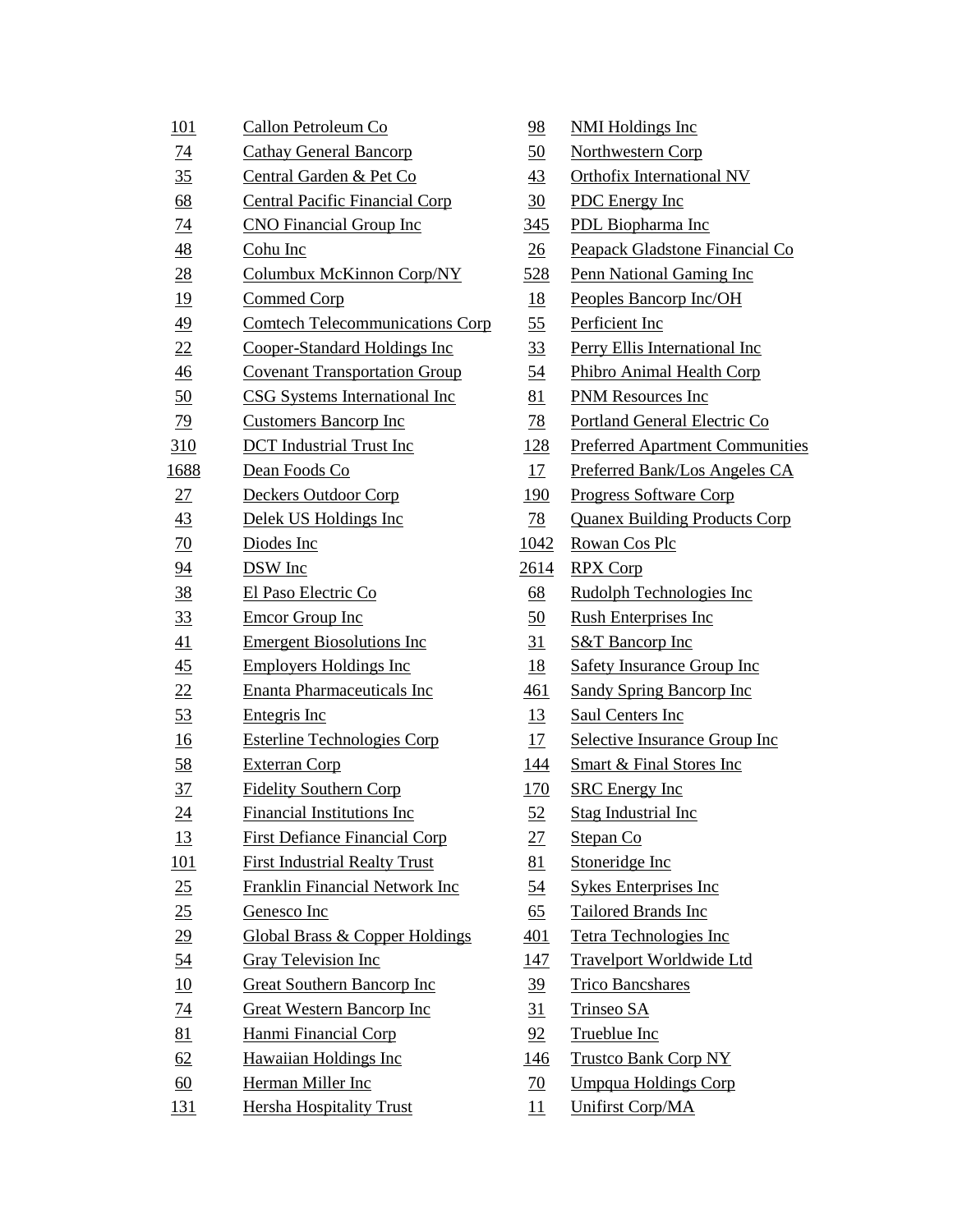| | | | |
|---|---|---|---|
| 101 | Callon Petroleum Co | 98 | NMI Holdings Inc |
| 74 | Cathay General Bancorp | 50 | Northwestern Corp |
| 35 | Central Garden & Pet Co | 43 | Orthofix International NV |
| 68 | Central Pacific Financial Corp | 30 | PDC Energy Inc |
| 74 | CNO Financial Group Inc | 345 | PDL Biopharma Inc |
| 48 | Cohu Inc | 26 | Peapack Gladstone Financial Co |
| 28 | Columbux McKinnon Corp/NY | 528 | Penn National Gaming Inc |
| 19 | Commed Corp | 18 | Peoples Bancorp Inc/OH |
| 49 | Comtech Telecommunications Corp | 55 | Perficient Inc |
| 22 | Cooper-Standard Holdings Inc | 33 | Perry Ellis International Inc |
| 46 | Covenant Transportation Group | 54 | Phibro Animal Health Corp |
| 50 | CSG Systems International Inc | 81 | PNM Resources Inc |
| 79 | Customers Bancorp Inc | 78 | Portland General Electric Co |
| 310 | DCT Industrial Trust Inc | 128 | Preferred Apartment Communities |
| 1688 | Dean Foods Co | 17 | Preferred Bank/Los Angeles CA |
| 27 | Deckers Outdoor Corp | 190 | Progress Software Corp |
| 43 | Delek US Holdings Inc | 78 | Quanex Building Products Corp |
| 70 | Diodes Inc | 1042 | Rowan Cos Plc |
| 94 | DSW Inc | 2614 | RPX Corp |
| 38 | El Paso Electric Co | 68 | Rudolph Technologies Inc |
| 33 | Emcor Group Inc | 50 | Rush Enterprises Inc |
| 41 | Emergent Biosolutions Inc | 31 | S&T Bancorp Inc |
| 45 | Employers Holdings Inc | 18 | Safety Insurance Group Inc |
| 22 | Enanta Pharmaceuticals Inc | 461 | Sandy Spring Bancorp Inc |
| 53 | Entegris Inc | 13 | Saul Centers Inc |
| 16 | Esterline Technologies Corp | 17 | Selective Insurance Group Inc |
| 58 | Exterran Corp | 144 | Smart & Final Stores Inc |
| 37 | Fidelity Southern Corp | 170 | SRC Energy Inc |
| 24 | Financial Institutions Inc | 52 | Stag Industrial Inc |
| 13 | First Defiance Financial Corp | 27 | Stepan Co |
| 101 | First Industrial Realty Trust | 81 | Stoneridge Inc |
| 25 | Franklin Financial Network Inc | 54 | Sykes Enterprises Inc |
| 25 | Genesco Inc | 65 | Tailored Brands Inc |
| 29 | Global Brass & Copper Holdings | 401 | Tetra Technologies Inc |
| 54 | Gray Television Inc | 147 | Travelport Worldwide Ltd |
| 10 | Great Southern Bancorp Inc | 39 | Trico Bancshares |
| 74 | Great Western Bancorp Inc | 31 | Trinseo SA |
| 81 | Hanmi Financial Corp | 92 | Trueblue Inc |
| 62 | Hawaiian Holdings Inc | 146 | Trustco Bank Corp NY |
| 60 | Herman Miller Inc | 70 | Umpqua Holdings Corp |
| 131 | Hersha Hospitality Trust | 11 | Unifirst Corp/MA |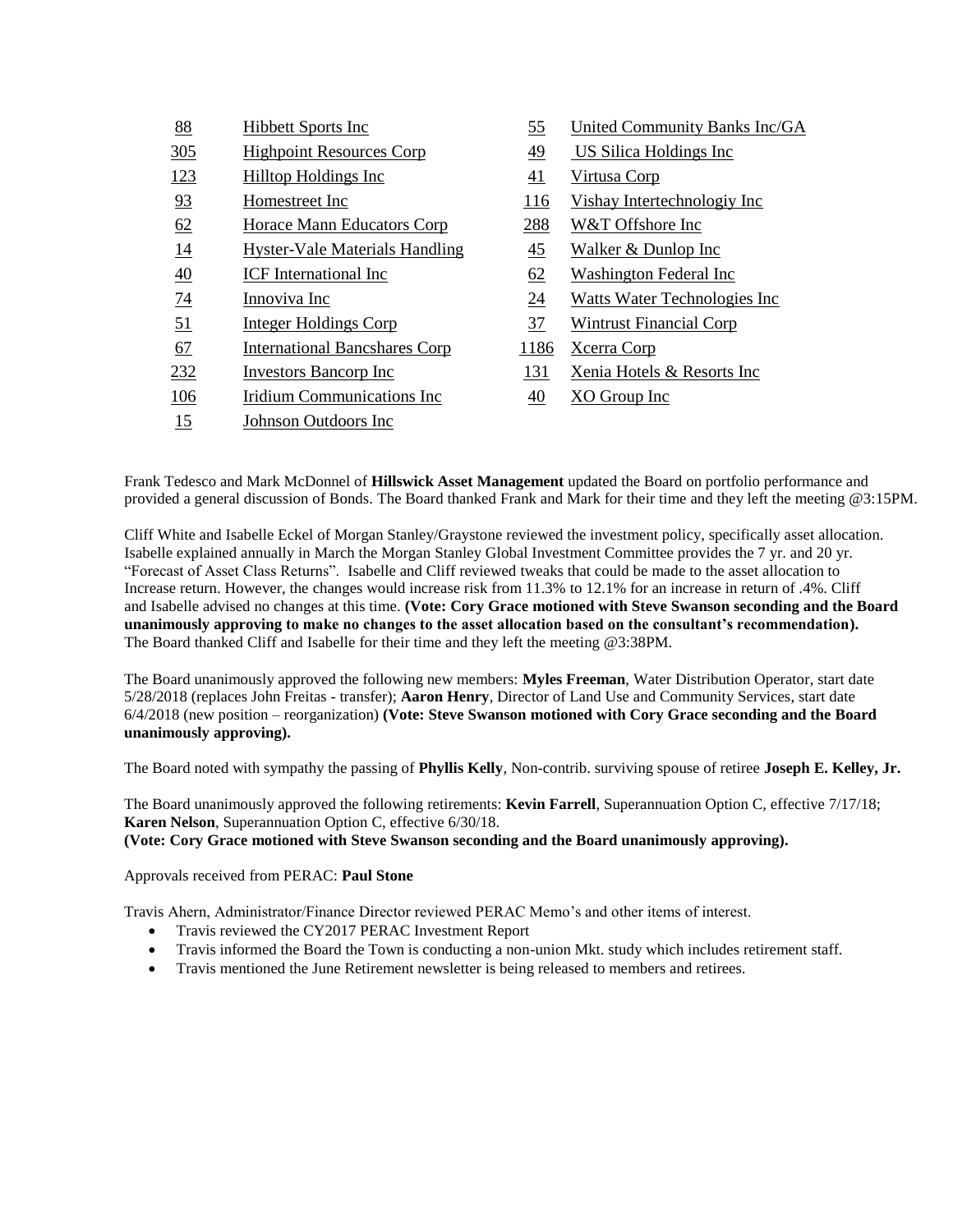| | | | |
|---|---|---|---|
| 88 | Hibbett Sports Inc | 55 | United Community Banks Inc/GA |
| 305 | Highpoint Resources Corp | 49 | US Silica Holdings Inc |
| 123 | Hilltop Holdings Inc | 41 | Virtusa Corp |
| 93 | Homestreet Inc | 116 | Vishay Intertechnologiy Inc |
| 62 | Horace Mann Educators Corp | 288 | W&T Offshore Inc |
| 14 | Hyster-Vale Materials Handling | 45 | Walker & Dunlop Inc |
| 40 | ICF International Inc | 62 | Washington Federal Inc |
| 74 | Innoviva Inc | 24 | Watts Water Technologies Inc |
| 51 | Integer Holdings Corp | 37 | Wintrust Financial Corp |
| 67 | International Bancshares Corp | 1186 | Xcerra Corp |
| 232 | Investors Bancorp Inc | 131 | Xenia Hotels & Resorts Inc |
| 106 | Iridium Communications Inc | 40 | XO Group Inc |
| 15 | Johnson Outdoors Inc | | |

Frank Tedesco and Mark McDonnel of **Hillswick Asset Management** updated the Board on portfolio performance and provided a general discussion of Bonds. The Board thanked Frank and Mark for their time and they left the meeting @3:15PM.

Cliff White and Isabelle Eckel of Morgan Stanley/Graystone reviewed the investment policy, specifically asset allocation. Isabelle explained annually in March the Morgan Stanley Global Investment Committee provides the 7 yr. and 20 yr. "Forecast of Asset Class Returns". Isabelle and Cliff reviewed tweaks that could be made to the asset allocation to Increase return. However, the changes would increase risk from 11.3% to 12.1% for an increase in return of .4%. Cliff and Isabelle advised no changes at this time. **(Vote: Cory Grace motioned with Steve Swanson seconding and the Board unanimously approving to make no changes to the asset allocation based on the consultant's recommendation).** The Board thanked Cliff and Isabelle for their time and they left the meeting @3:38PM.

The Board unanimously approved the following new members: **Myles Freeman**, Water Distribution Operator, start date 5/28/2018 (replaces John Freitas - transfer); **Aaron Henry**, Director of Land Use and Community Services, start date 6/4/2018 (new position – reorganization) **(Vote: Steve Swanson motioned with Cory Grace seconding and the Board unanimously approving).**

The Board noted with sympathy the passing of **Phyllis Kelly**, Non-contrib. surviving spouse of retiree **Joseph E. Kelley, Jr.**

The Board unanimously approved the following retirements: **Kevin Farrell**, Superannuation Option C, effective 7/17/18; **Karen Nelson**, Superannuation Option C, effective 6/30/18.
**(Vote: Cory Grace motioned with Steve Swanson seconding and the Board unanimously approving).**

Approvals received from PERAC: **Paul Stone**

Travis Ahern, Administrator/Finance Director reviewed PERAC Memo's and other items of interest.

- Travis reviewed the CY2017 PERAC Investment Report
- Travis informed the Board the Town is conducting a non-union Mkt. study which includes retirement staff.
- Travis mentioned the June Retirement newsletter is being released to members and retirees.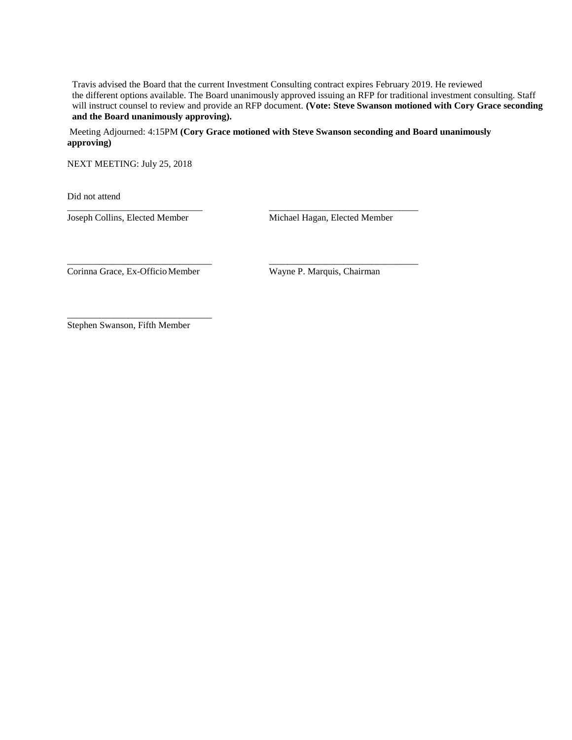Travis advised the Board that the current Investment Consulting contract expires February 2019. He reviewed the different options available. The Board unanimously approved issuing an RFP for traditional investment consulting. Staff will instruct counsel to review and provide an RFP document. **(Vote: Steve Swanson motioned with Cory Grace seconding and the Board unanimously approving).**

Meeting Adjourned: 4:15PM **(Cory Grace motioned with Steve Swanson seconding and Board unanimously approving)**

NEXT MEETING: July 25, 2018

| | |
|---|---|
| Did not attend<br>\_\_\_\_\_\_\_\_\_\_\_\_\_\_\_\_\_\_\_\_\_\_\_\_\_\_\_\_\_\_<br>Joseph Collins, Elected Member | \_\_\_\_\_\_\_\_\_\_\_\_\_\_\_\_\_\_\_\_\_\_\_\_\_\_\_\_\_\_<br>Michael Hagan, Elected Member |
| \_\_\_\_\_\_\_\_\_\_\_\_\_\_\_\_\_\_\_\_\_\_\_\_\_\_\_\_\_\_<br>Corinna Grace, Ex-Officio Member | \_\_\_\_\_\_\_\_\_\_\_\_\_\_\_\_\_\_\_\_\_\_\_\_\_\_\_\_\_\_<br>Wayne P. Marquis, Chairman |
| \_\_\_\_\_\_\_\_\_\_\_\_\_\_\_\_\_\_\_\_\_\_\_\_\_\_\_\_\_\_<br>Stephen Swanson, Fifth Member | |